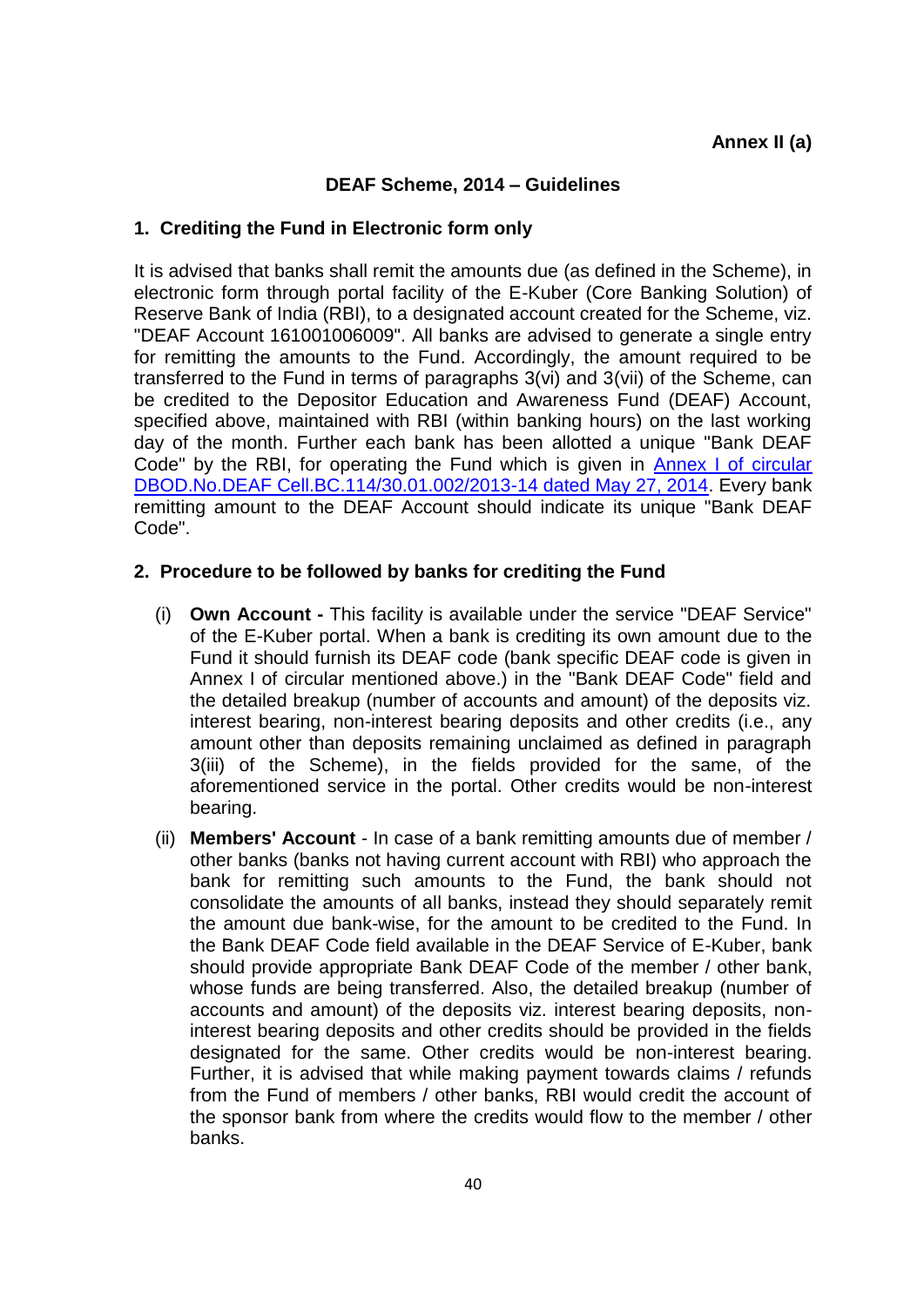**Annex II (a)**

## DEAF Scheme, 2014 – Guidelines

### 1. Crediting the Fund in Electronic form only

It is advised that banks shall remit the amounts due (as defined in the Scheme), in electronic form through portal facility of the E-Kuber (Core Banking Solution) of Reserve Bank of India (RBI), to a designated account created for the Scheme, viz. "DEAF Account 161001006009". All banks are advised to generate a single entry for remitting the amounts to the Fund. Accordingly, the amount required to be transferred to the Fund in terms of paragraphs 3(vi) and 3(vii) of the Scheme, can be credited to the Depositor Education and Awareness Fund (DEAF) Account, specified above, maintained with RBI (within banking hours) on the last working day of the month. Further each bank has been allotted a unique "Bank DEAF Code" by the RBI, for operating the Fund which is given in Annex I of circular DBOD.No.DEAF Cell.BC.114/30.01.002/2013-14 dated May 27, 2014. Every bank remitting amount to the DEAF Account should indicate its unique "Bank DEAF Code".

### 2. Procedure to be followed by banks for crediting the Fund

(i) **Own Account -** This facility is available under the service "DEAF Service" of the E-Kuber portal. When a bank is crediting its own amount due to the Fund it should furnish its DEAF code (bank specific DEAF code is given in Annex I of circular mentioned above.) in the "Bank DEAF Code" field and the detailed breakup (number of accounts and amount) of the deposits viz. interest bearing, non-interest bearing deposits and other credits (i.e., any amount other than deposits remaining unclaimed as defined in paragraph 3(iii) of the Scheme), in the fields provided for the same, of the aforementioned service in the portal. Other credits would be non-interest bearing.

(ii) **Members' Account** - In case of a bank remitting amounts due of member / other banks (banks not having current account with RBI) who approach the bank for remitting such amounts to the Fund, the bank should not consolidate the amounts of all banks, instead they should separately remit the amount due bank-wise, for the amount to be credited to the Fund. In the Bank DEAF Code field available in the DEAF Service of E-Kuber, bank should provide appropriate Bank DEAF Code of the member / other bank, whose funds are being transferred. Also, the detailed breakup (number of accounts and amount) of the deposits viz. interest bearing deposits, non-interest bearing deposits and other credits should be provided in the fields designated for the same. Other credits would be non-interest bearing. Further, it is advised that while making payment towards claims / refunds from the Fund of members / other banks, RBI would credit the account of the sponsor bank from where the credits would flow to the member / other banks.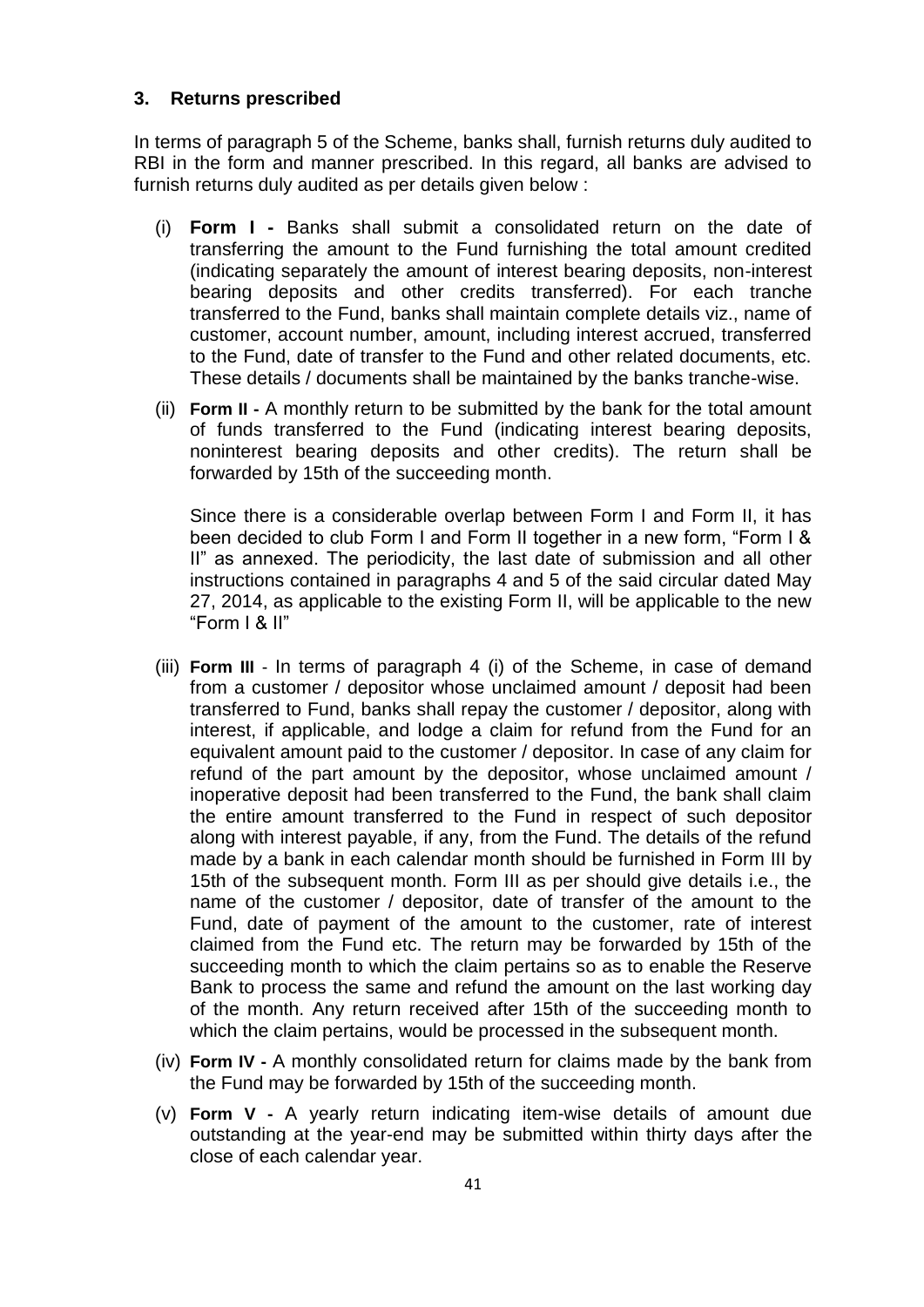### 3. Returns prescribed

In terms of paragraph 5 of the Scheme, banks shall, furnish returns duly audited to RBI in the form and manner prescribed. In this regard, all banks are advised to furnish returns duly audited as per details given below :

(i) **Form I -** Banks shall submit a consolidated return on the date of transferring the amount to the Fund furnishing the total amount credited (indicating separately the amount of interest bearing deposits, non-interest bearing deposits and other credits transferred). For each tranche transferred to the Fund, banks shall maintain complete details viz., name of customer, account number, amount, including interest accrued, transferred to the Fund, date of transfer to the Fund and other related documents, etc. These details / documents shall be maintained by the banks tranche-wise.

(ii) **Form II -** A monthly return to be submitted by the bank for the total amount of funds transferred to the Fund (indicating interest bearing deposits, noninterest bearing deposits and other credits). The return shall be forwarded by 15th of the succeeding month.

Since there is a considerable overlap between Form I and Form II, it has been decided to club Form I and Form II together in a new form, "Form I & II" as annexed. The periodicity, the last date of submission and all other instructions contained in paragraphs 4 and 5 of the said circular dated May 27, 2014, as applicable to the existing Form II, will be applicable to the new "Form I & II"

(iii) **Form III** - In terms of paragraph 4 (i) of the Scheme, in case of demand from a customer / depositor whose unclaimed amount / deposit had been transferred to Fund, banks shall repay the customer / depositor, along with interest, if applicable, and lodge a claim for refund from the Fund for an equivalent amount paid to the customer / depositor. In case of any claim for refund of the part amount by the depositor, whose unclaimed amount / inoperative deposit had been transferred to the Fund, the bank shall claim the entire amount transferred to the Fund in respect of such depositor along with interest payable, if any, from the Fund. The details of the refund made by a bank in each calendar month should be furnished in Form III by 15th of the subsequent month. Form III as per should give details i.e., the name of the customer / depositor, date of transfer of the amount to the Fund, date of payment of the amount to the customer, rate of interest claimed from the Fund etc. The return may be forwarded by 15th of the succeeding month to which the claim pertains so as to enable the Reserve Bank to process the same and refund the amount on the last working day of the month. Any return received after 15th of the succeeding month to which the claim pertains, would be processed in the subsequent month.

(iv) **Form IV -** A monthly consolidated return for claims made by the bank from the Fund may be forwarded by 15th of the succeeding month.

(v) **Form V -** A yearly return indicating item-wise details of amount due outstanding at the year-end may be submitted within thirty days after the close of each calendar year.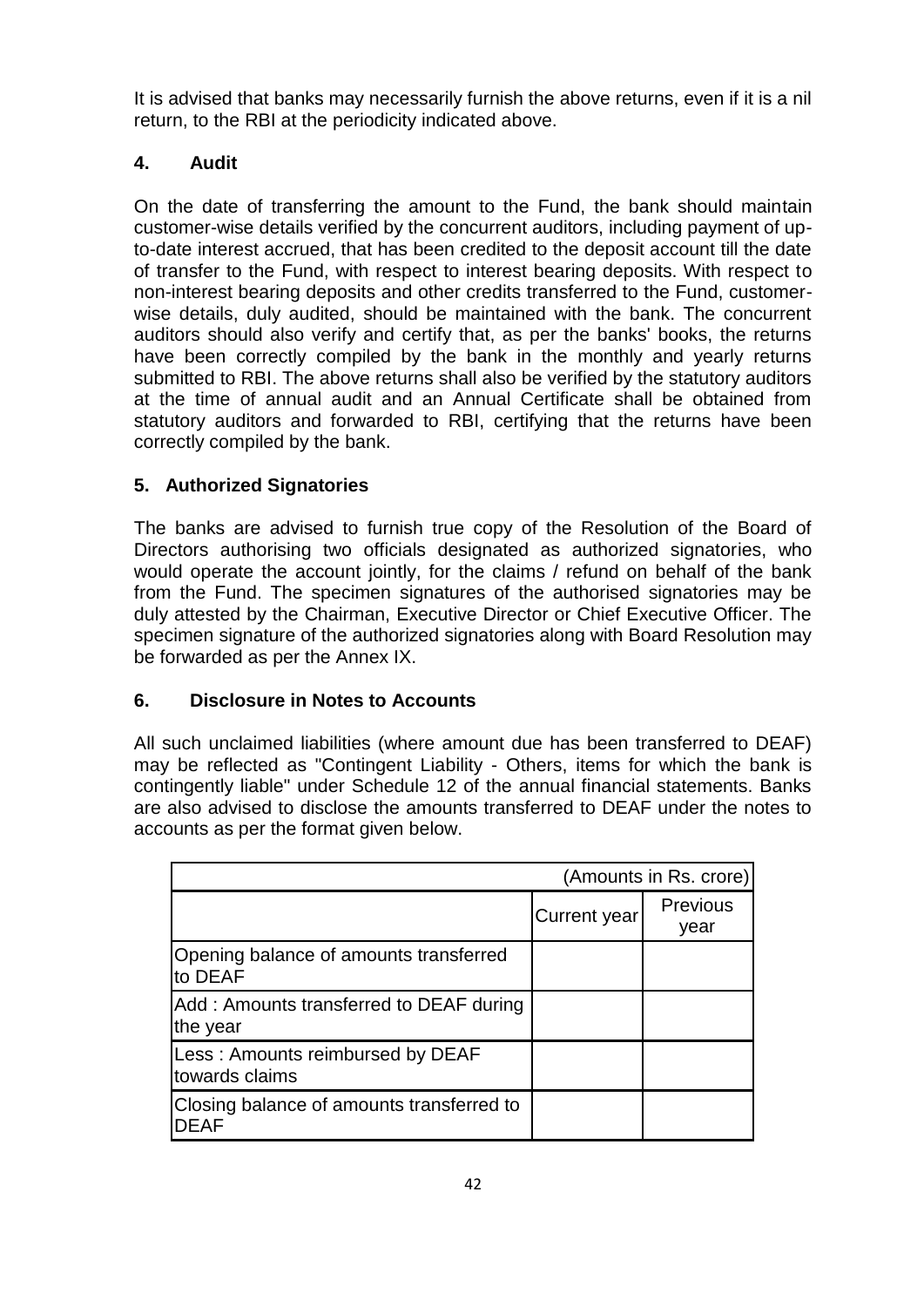It is advised that banks may necessarily furnish the above returns, even if it is a nil return, to the RBI at the periodicity indicated above.

## 4. Audit

On the date of transferring the amount to the Fund, the bank should maintain customer-wise details verified by the concurrent auditors, including payment of up-to-date interest accrued, that has been credited to the deposit account till the date of transfer to the Fund, with respect to interest bearing deposits. With respect to non-interest bearing deposits and other credits transferred to the Fund, customer-wise details, duly audited, should be maintained with the bank. The concurrent auditors should also verify and certify that, as per the banks' books, the returns have been correctly compiled by the bank in the monthly and yearly returns submitted to RBI. The above returns shall also be verified by the statutory auditors at the time of annual audit and an Annual Certificate shall be obtained from statutory auditors and forwarded to RBI, certifying that the returns have been correctly compiled by the bank.

## 5. Authorized Signatories

The banks are advised to furnish true copy of the Resolution of the Board of Directors authorising two officials designated as authorized signatories, who would operate the account jointly, for the claims / refund on behalf of the bank from the Fund. The specimen signatures of the authorised signatories may be duly attested by the Chairman, Executive Director or Chief Executive Officer. The specimen signature of the authorized signatories along with Board Resolution may be forwarded as per the Annex IX.

## 6. Disclosure in Notes to Accounts

All such unclaimed liabilities (where amount due has been transferred to DEAF) may be reflected as "Contingent Liability - Others, items for which the bank is contingently liable" under Schedule 12 of the annual financial statements. Banks are also advised to disclose the amounts transferred to DEAF under the notes to accounts as per the format given below.

| | | (Amounts in Rs. crore) |
|---|---|---|
| | Current year | Previous year |
| Opening balance of amounts transferred to DEAF | | |
| Add : Amounts transferred to DEAF during the year | | |
| Less : Amounts reimbursed by DEAF towards claims | | |
| Closing balance of amounts transferred to DEAF | | |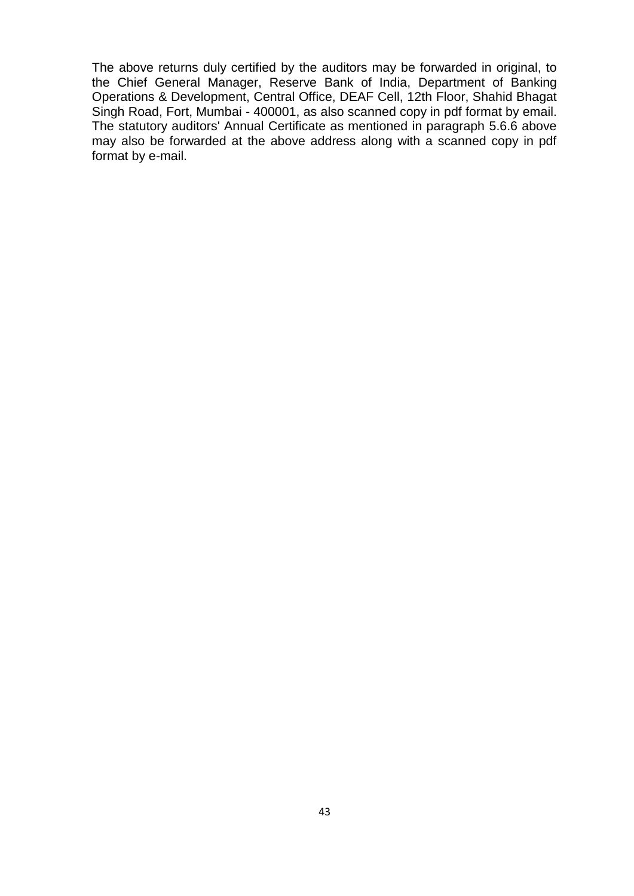The above returns duly certified by the auditors may be forwarded in original, to the Chief General Manager, Reserve Bank of India, Department of Banking Operations & Development, Central Office, DEAF Cell, 12th Floor, Shahid Bhagat Singh Road, Fort, Mumbai - 400001, as also scanned copy in pdf format by email. The statutory auditors' Annual Certificate as mentioned in paragraph 5.6.6 above may also be forwarded at the above address along with a scanned copy in pdf format by e-mail.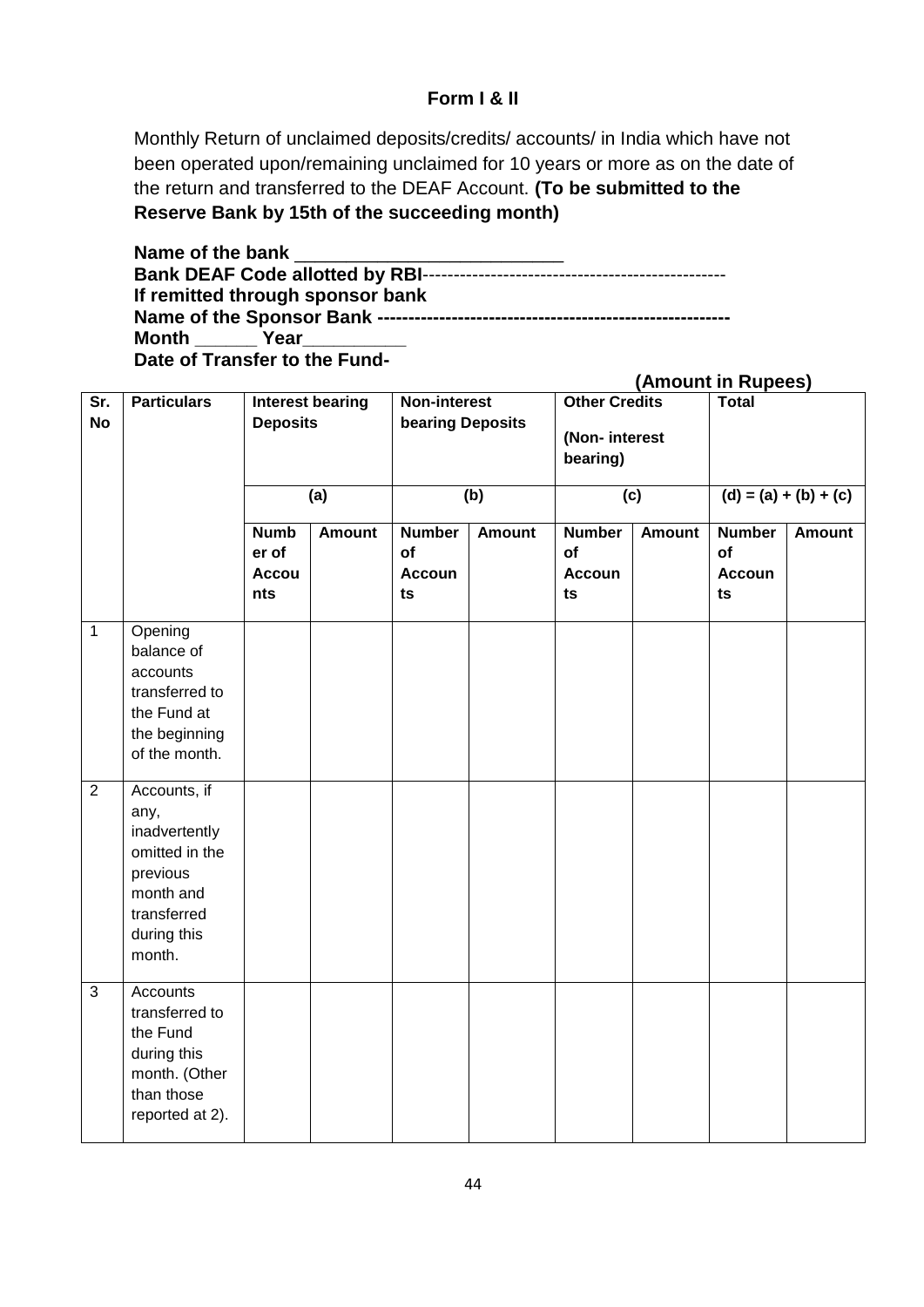**Form I & II**

Monthly Return of unclaimed deposits/credits/ accounts/ in India which have not been operated upon/remaining unclaimed for 10 years or more as on the date of the return and transferred to the DEAF Account. **(To be submitted to the Reserve Bank by 15th of the succeeding month)**

**Name of the bank** ___________________________
**Bank DEAF Code allotted by RBI**------------------------------------------------
**If remitted through sponsor bank**
**Name of the Sponsor Bank** --------------------------------------------------------
**Month** ______ **Year**__________
**Date of Transfer to the Fund-**

**(Amount in Rupees)**

| Sr. No | Particulars | Interest bearing Deposits | | Non-interest bearing Deposits | | Other Credits (Non- interest bearing) | | Total | |
|---|---|---|---|---|---|---|---|---|---|
| | | (a) | | (b) | | (c) | | (d) = (a) + (b) + (c) | |
| | | Number of Accounts | Amount | Number of Accounts | Amount | Number of Accounts | Amount | Number of Accounts | Amount |
| 1 | Opening balance of accounts transferred to the Fund at the beginning of the month. | | | | | | | | |
| 2 | Accounts, if any, inadvertently omitted in the previous month and transferred during this month. | | | | | | | | |
| 3 | Accounts transferred to the Fund during this month. (Other than those reported at 2). | | | | | | | | |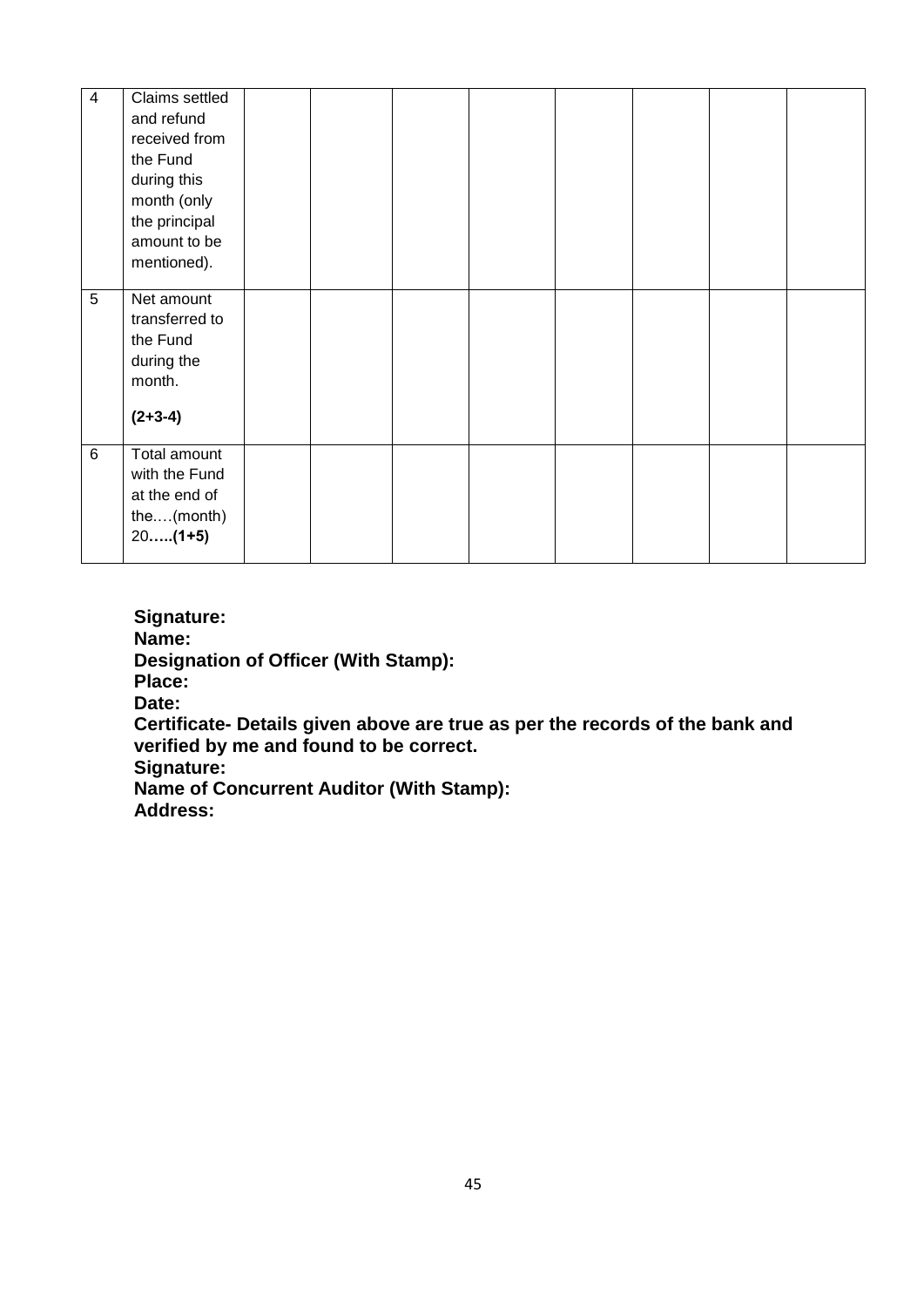| 4 | Claims settled and refund received from the Fund during this month (only the principal amount to be mentioned). | | | | | | | | |
|---|---|---|---|---|---|---|---|---|---|
| 5 | Net amount transferred to the Fund during the month. **(2+3-4)** | | | | | | | | |
| 6 | Total amount with the Fund at the end of the….(month) 20**…..(1+5)** | | | | | | | | |

**Signature:**
**Name:**
**Designation of Officer (With Stamp):**
**Place:**
**Date:**
**Certificate- Details given above are true as per the records of the bank and verified by me and found to be correct.**
**Signature:**
**Name of Concurrent Auditor (With Stamp):**
**Address:**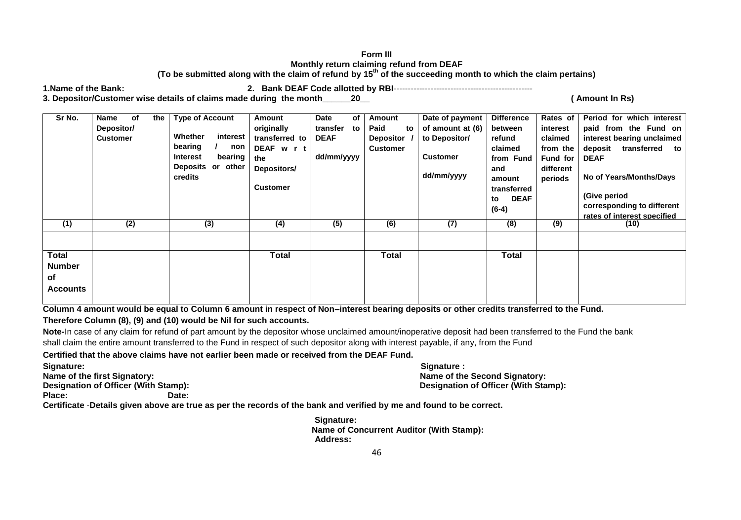**Form III**

**Monthly return claiming refund from DEAF**

**(To be submitted along with the claim of refund by 15th of the succeeding month to which the claim pertains)**

**1.Name of the Bank:** **2. Bank DEAF Code allotted by RBI**------------------------------------------------

**3. Depositor/Customer wise details of claims made during the month\_\_\_\_\_\_20\_\_** **( Amount In Rs)**

| Sr No. | Name of the Depositor/ Customer | Type of Account<br><br>Whether interest bearing / non Interest bearing Deposits or other credits | Amount originally transferred to DEAF w r t the Depositors/<br><br>Customer | Date of transfer to DEAF<br><br>dd/mm/yyyy | Amount Paid to Depositor / Customer | Date of payment of amount at (6) to Depositor/<br><br>Customer<br><br>dd/mm/yyyy | Difference between refund claimed from Fund and amount transferred to DEAF (6-4) | Rates of interest claimed from the Fund for different periods | Period for which interest paid from the Fund on interest bearing unclaimed deposit transferred to DEAF<br><br>No of Years/Months/Days<br><br>(Give period corresponding to different rates of interest specified |
|---|---|---|---|---|---|---|---|---|---|
| (1) | (2) | (3) | (4) | (5) | (6) | (7) | (8) | (9) | (10) |
| | | | | | | | | | |
| Total Number of Accounts | | | Total | | Total | | Total | | |

**Column 4 amount would be equal to Column 6 amount in respect of Non–interest bearing deposits or other credits transferred to the Fund.**

**Therefore Column (8), (9) and (10) would be Nil for such accounts.**

**Note-**In case of any claim for refund of part amount by the depositor whose unclaimed amount/inoperative deposit had been transferred to the Fund the bank shall claim the entire amount transferred to the Fund in respect of such depositor along with interest payable, if any, from the Fund

**Certified that the above claims have not earlier been made or received from the DEAF Fund.**

**Signature:**
**Name of the first Signatory:**
**Designation of Officer (With Stamp):**
**Place:** **Date:**

**Signature :**
**Name of the Second Signatory:**
**Designation of Officer (With Stamp):**

**Certificate** -**Details given above are true as per the records of the bank and verified by me and found to be correct.**

**Signature:**
**Name of Concurrent Auditor (With Stamp):**
**Address:**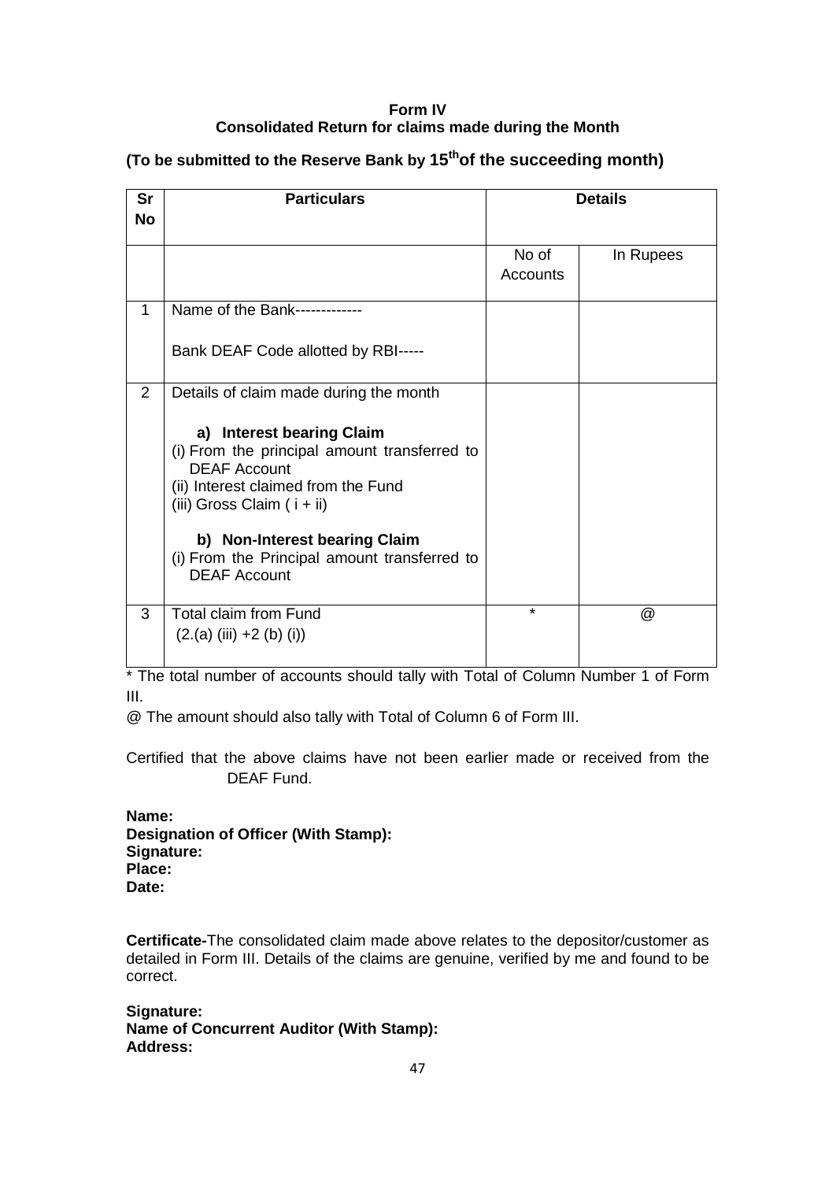**Form IV**
**Consolidated Return for claims made during the Month**

**(To be submitted to the Reserve Bank by 15th of the succeeding month)**

| Sr No | Particulars | Details | |
|---|---|---|---|
| | | No of Accounts | In Rupees |
| 1 | Name of the Bank-------------<br><br>Bank DEAF Code allotted by RBI----- | | |
| 2 | Details of claim made during the month<br><br>**a) Interest bearing Claim**<br>(i) From the principal amount transferred to DEAF Account<br>(ii) Interest claimed from the Fund<br>(iii) Gross Claim ( i + ii)<br><br>**b) Non-Interest bearing Claim**<br>(i) From the Principal amount transferred to DEAF Account | | |
| 3 | Total claim from Fund<br>(2.(a) (iii) +2 (b) (i)) | * | @ |

\* The total number of accounts should tally with Total of Column Number 1 of Form III.

@ The amount should also tally with Total of Column 6 of Form III.

Certified that the above claims have not been earlier made or received from the DEAF Fund.

**Name:**
**Designation of Officer (With Stamp):**
**Signature:**
**Place:**
**Date:**

**Certificate-**The consolidated claim made above relates to the depositor/customer as detailed in Form III. Details of the claims are genuine, verified by me and found to be correct.

**Signature:**
**Name of Concurrent Auditor (With Stamp):**
**Address:**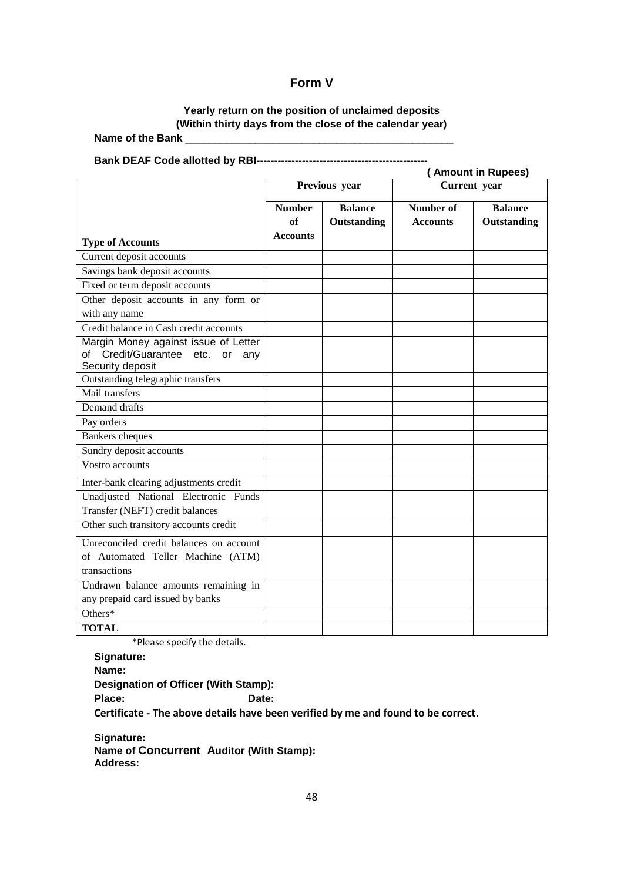# Form V

**Yearly return on the position of unclaimed deposits**
**(Within thirty days from the close of the calendar year)**

**Name of the Bank** ________________________________________________

**Bank DEAF Code allotted by RBI**-------------------------------------------------

**( Amount in Rupees)**

| Type of Accounts | Previous year | | Current year | |
|---|---|---|---|---|
| | Number of Accounts | Balance Outstanding | Number of Accounts | Balance Outstanding |
| Current deposit accounts | | | | |
| Savings bank deposit accounts | | | | |
| Fixed or term deposit accounts | | | | |
| Other deposit accounts in any form or with any name | | | | |
| Credit balance in Cash credit accounts | | | | |
| Margin Money against issue of Letter of Credit/Guarantee etc. or any Security deposit | | | | |
| Outstanding telegraphic transfers | | | | |
| Mail transfers | | | | |
| Demand drafts | | | | |
| Pay orders | | | | |
| Bankers cheques | | | | |
| Sundry deposit accounts | | | | |
| Vostro accounts | | | | |
| Inter-bank clearing adjustments credit | | | | |
| Unadjusted National Electronic Funds Transfer (NEFT) credit balances | | | | |
| Other such transitory accounts credit | | | | |
| Unreconciled credit balances on account of Automated Teller Machine (ATM) transactions | | | | |
| Undrawn balance amounts remaining in any prepaid card issued by banks | | | | |
| Others* | | | | |
| **TOTAL** | | | | |

*Please specify the details.

**Signature:**
**Name:**
**Designation of Officer (With Stamp):**
**Place:** **Date:**

**Certificate - The above details have been verified by me and found to be correct**.

**Signature:**
**Name of Concurrent Auditor (With Stamp):**
**Address:**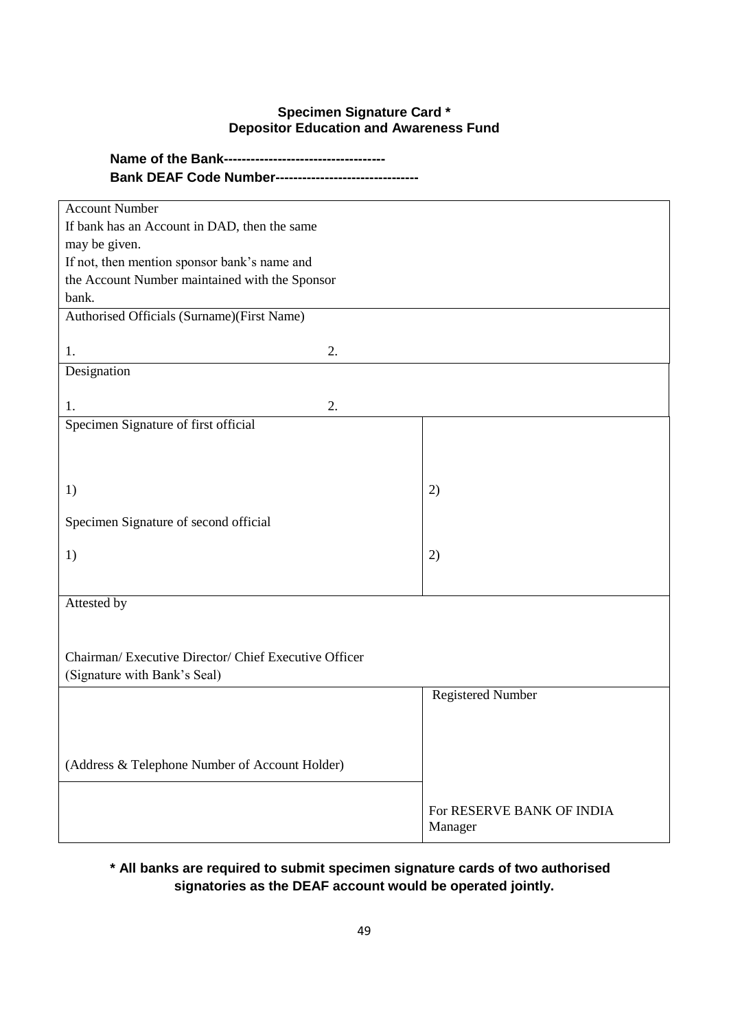**Specimen Signature Card ***
**Depositor Education and Awareness Fund**

**Name of the Bank-----------------------------------**
**Bank DEAF Code Number-------------------------------**

| | |
|---|---|
| Account Number<br>If bank has an Account in DAD, then the same may be given.<br>If not, then mention sponsor bank's name and the Account Number maintained with the Sponsor bank. | |
| Authorised Officials (Surname)(First Name)<br><br>1. 2. | |
| Designation<br><br>1. 2. | |
| Specimen Signature of first official<br><br>1) | 2) |
| Specimen Signature of second official<br><br>1) | 2) |
| Attested by<br><br>Chairman/ Executive Director/ Chief Executive Officer<br>(Signature with Bank's Seal) | |
| (Address & Telephone Number of Account Holder) | Registered Number |
| | For RESERVE BANK OF INDIA<br>Manager |

**\* All banks are required to submit specimen signature cards of two authorised signatories as the DEAF account would be operated jointly.**